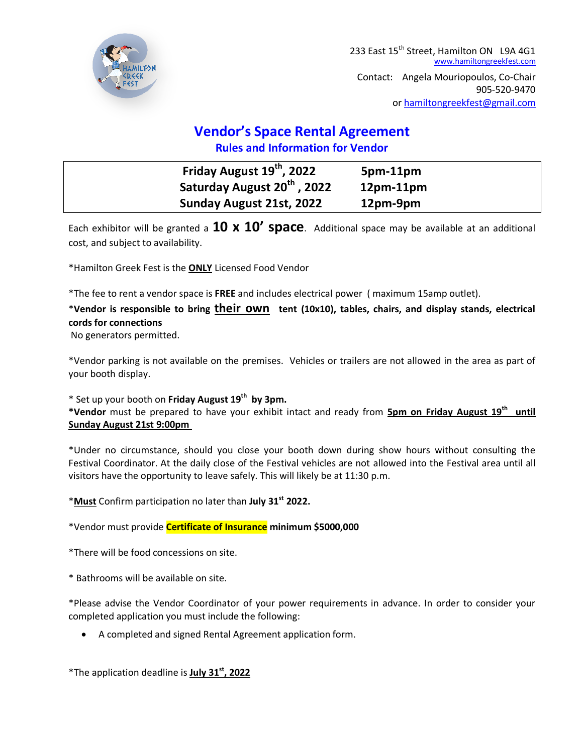233 East 15th Street, Hamilton ON L9A 4G1
www.hamiltongreekfest.com

Contact: Angela Mouriopoulos, Co-Chair
905-520-9470
or hamiltongreekfest@gmail.com

# Vendor's Space Rental Agreement

## Rules and Information for Vendor

| | |
|---|---|
| **Friday August 19th, 2022** | **5pm-11pm** |
| **Saturday August 20th, 2022** | **12pm-11pm** |
| **Sunday August 21st, 2022** | **12pm-9pm** |

Each exhibitor will be granted a **10 x 10' space**. Additional space may be available at an additional cost, and subject to availability.

*Hamilton Greek Fest is the **ONLY** Licensed Food Vendor

*The fee to rent a vendor space is **FREE** and includes electrical power ( maximum 15amp outlet).

***Vendor is responsible to bring their own tent (10x10), tables, chairs, and display stands, electrical cords for connections**
No generators permitted.

*Vendor parking is not available on the premises. Vehicles or trailers are not allowed in the area as part of your booth display.

* Set up your booth on **Friday August 19th by 3pm.**
***Vendor** must be prepared to have your exhibit intact and ready from **5pm on Friday August 19th until Sunday August 21st 9:00pm**

*Under no circumstance, should you close your booth down during show hours without consulting the Festival Coordinator. At the daily close of the Festival vehicles are not allowed into the Festival area until all visitors have the opportunity to leave safely. This will likely be at 11:30 p.m.

***Must** Confirm participation no later than **July 31st 2022.**

*Vendor must provide **Certificate of Insurance minimum $5000,000**

*There will be food concessions on site.

* Bathrooms will be available on site.

*Please advise the Vendor Coordinator of your power requirements in advance. In order to consider your completed application you must include the following:

- A completed and signed Rental Agreement application form.

*The application deadline is **July 31st, 2022**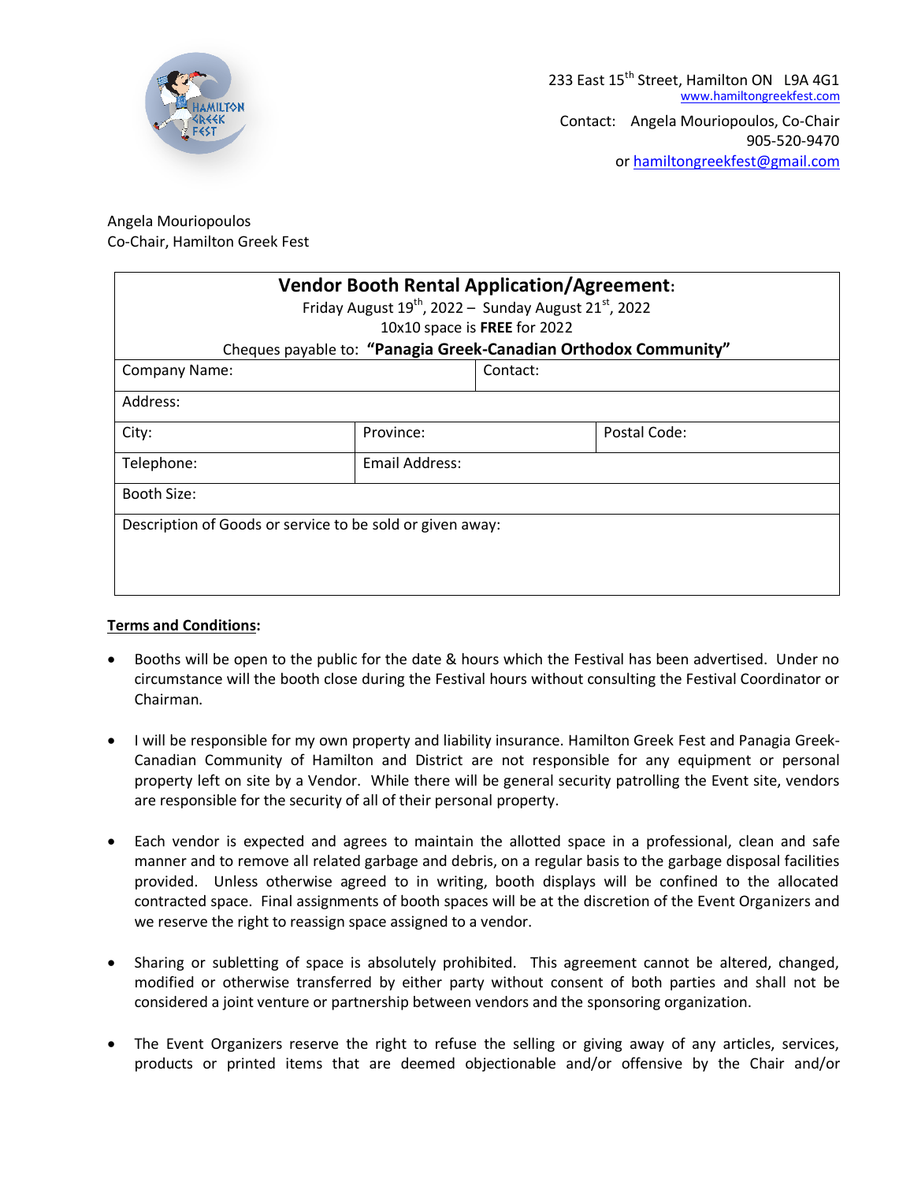233 East 15th Street, Hamilton ON L9A 4G1
www.hamiltongreekfest.com

Contact: Angela Mouriopoulos, Co-Chair
905-520-9470
or hamiltongreekfest@gmail.com

Angela Mouriopoulos
Co-Chair, Hamilton Greek Fest

## Vendor Booth Rental Application/Agreement:

Friday August 19th, 2022 – Sunday August 21st, 2022
10x10 space is **FREE** for 2022
Cheques payable to: **"Panagia Greek-Canadian Orthodox Community"**

| Company Name: | | Contact: |
|---|---|---|
| Address: | | |
| City: | Province: | Postal Code: |
| Telephone: | Email Address: | |
| Booth Size: | | |
| Description of Goods or service to be sold or given away: | | |

**Terms and Conditions:**

- Booths will be open to the public for the date & hours which the Festival has been advertised. Under no circumstance will the booth close during the Festival hours without consulting the Festival Coordinator or Chairman.

- I will be responsible for my own property and liability insurance. Hamilton Greek Fest and Panagia Greek-Canadian Community of Hamilton and District are not responsible for any equipment or personal property left on site by a Vendor. While there will be general security patrolling the Event site, vendors are responsible for the security of all of their personal property.

- Each vendor is expected and agrees to maintain the allotted space in a professional, clean and safe manner and to remove all related garbage and debris, on a regular basis to the garbage disposal facilities provided. Unless otherwise agreed to in writing, booth displays will be confined to the allocated contracted space. Final assignments of booth spaces will be at the discretion of the Event Organizers and we reserve the right to reassign space assigned to a vendor.

- Sharing or subletting of space is absolutely prohibited. This agreement cannot be altered, changed, modified or otherwise transferred by either party without consent of both parties and shall not be considered a joint venture or partnership between vendors and the sponsoring organization.

- The Event Organizers reserve the right to refuse the selling or giving away of any articles, services, products or printed items that are deemed objectionable and/or offensive by the Chair and/or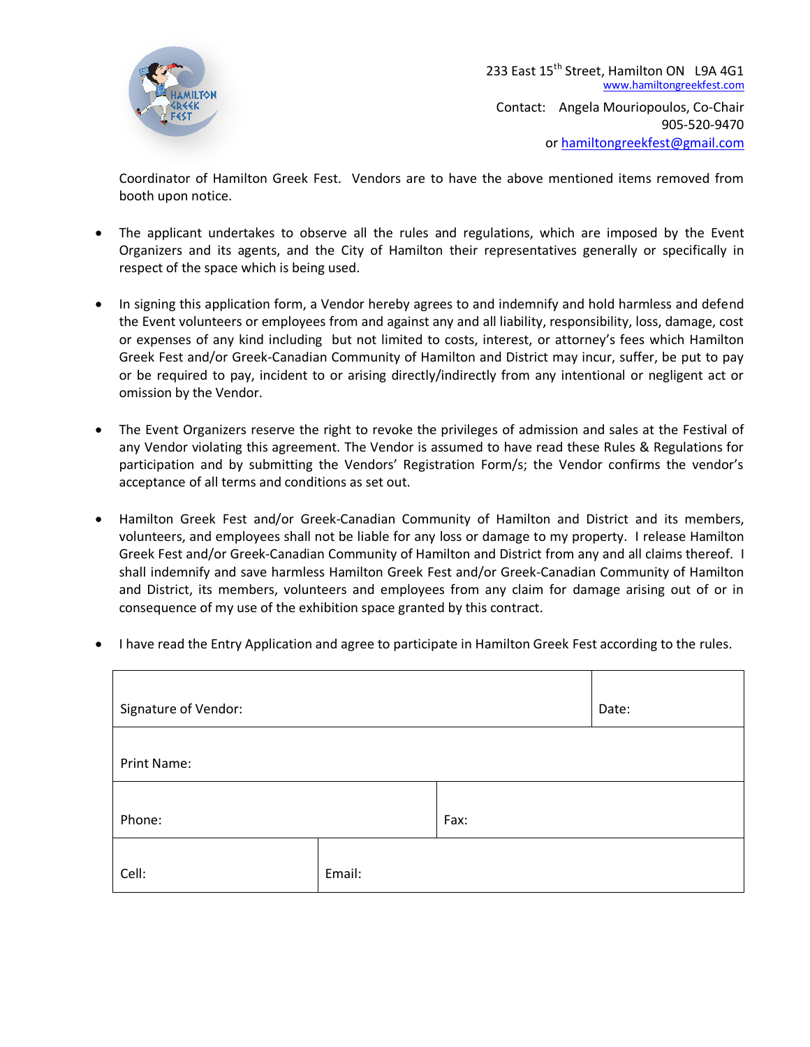233 East 15th Street, Hamilton ON L9A 4G1
www.hamiltongreekfest.com

Contact: Angela Mouriopoulos, Co-Chair
905-520-9470
or hamiltongreekfest@gmail.com

Coordinator of Hamilton Greek Fest. Vendors are to have the above mentioned items removed from booth upon notice.

- The applicant undertakes to observe all the rules and regulations, which are imposed by the Event Organizers and its agents, and the City of Hamilton their representatives generally or specifically in respect of the space which is being used.

- In signing this application form, a Vendor hereby agrees to and indemnify and hold harmless and defend the Event volunteers or employees from and against any and all liability, responsibility, loss, damage, cost or expenses of any kind including but not limited to costs, interest, or attorney's fees which Hamilton Greek Fest and/or Greek-Canadian Community of Hamilton and District may incur, suffer, be put to pay or be required to pay, incident to or arising directly/indirectly from any intentional or negligent act or omission by the Vendor.

- The Event Organizers reserve the right to revoke the privileges of admission and sales at the Festival of any Vendor violating this agreement. The Vendor is assumed to have read these Rules & Regulations for participation and by submitting the Vendors' Registration Form/s; the Vendor confirms the vendor's acceptance of all terms and conditions as set out.

- Hamilton Greek Fest and/or Greek-Canadian Community of Hamilton and District and its members, volunteers, and employees shall not be liable for any loss or damage to my property. I release Hamilton Greek Fest and/or Greek-Canadian Community of Hamilton and District from any and all claims thereof. I shall indemnify and save harmless Hamilton Greek Fest and/or Greek-Canadian Community of Hamilton and District, its members, volunteers and employees from any claim for damage arising out of or in consequence of my use of the exhibition space granted by this contract.

- I have read the Entry Application and agree to participate in Hamilton Greek Fest according to the rules.

| | |
|---|---|
| Signature of Vendor: | Date: |
| Print Name: | |
| Phone: | Fax: |
| Cell: | Email: |